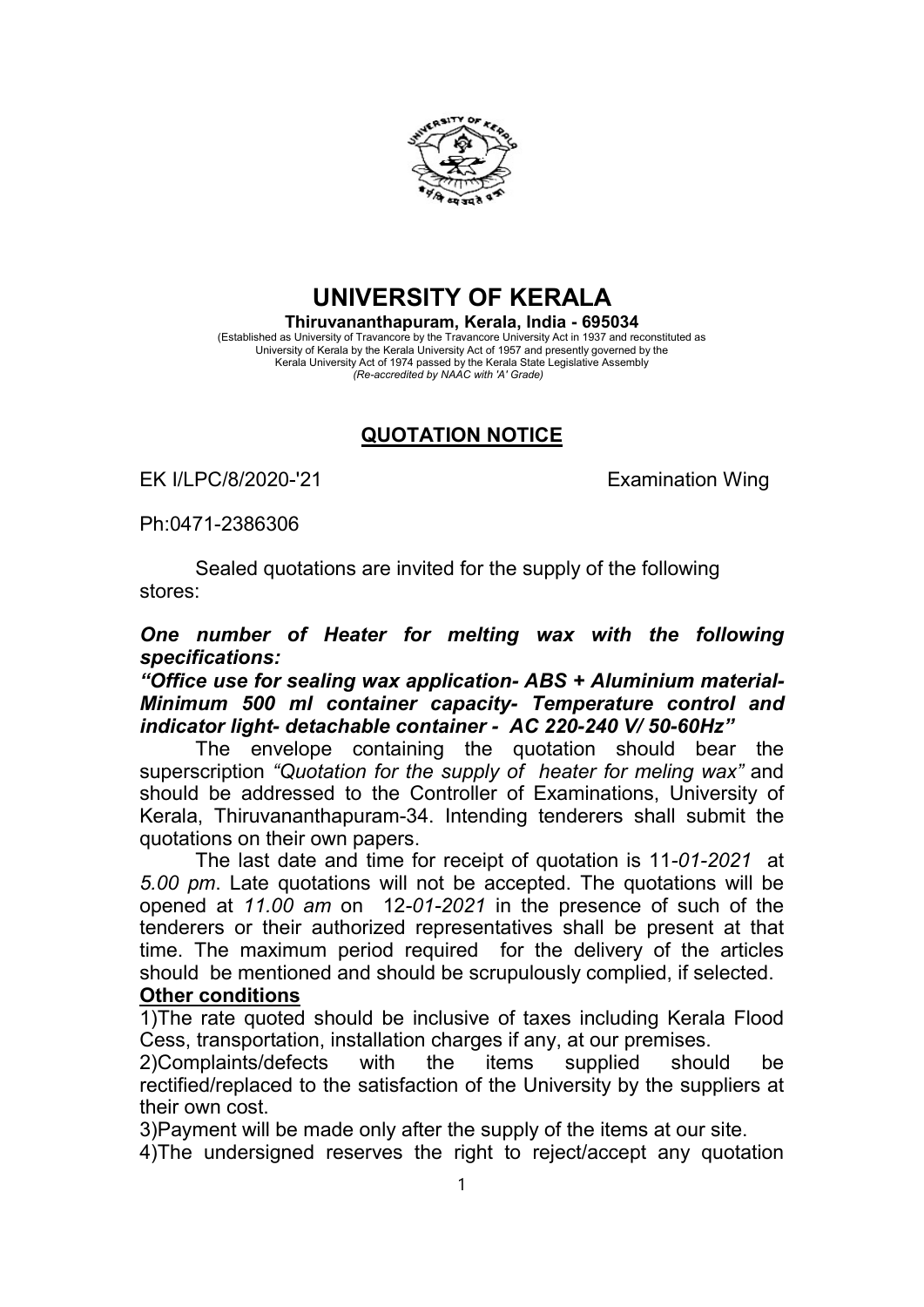# UNIVERSITY OF KERALA

**Thiruvananthapuram, Kerala, India - 695034**

(Established as University of Travancore by the Travancore University Act in 1937 and reconstituted as University of Kerala by the Kerala University Act of 1957 and presently governed by the Kerala University Act of 1974 passed by the Kerala State Legislative Assembly
*(Re-accredited by NAAC with 'A' Grade)*

## QUOTATION NOTICE

EK I/LPC/8/2020-'21 Examination Wing

Ph:0471-2386306

Sealed quotations are invited for the supply of the following stores:

***One number of Heater for melting wax with the following specifications:***

***"Office use for sealing wax application- ABS + Aluminium material- Minimum 500 ml container capacity- Temperature control and indicator light- detachable container - AC 220-240 V/ 50-60Hz"***

The envelope containing the quotation should bear the superscription *"Quotation for the supply of heater for meling wax"* and should be addressed to the Controller of Examinations, University of Kerala, Thiruvananthapuram-34. Intending tenderers shall submit the quotations on their own papers.

The last date and time for receipt of quotation is 11-*01-2021* at *5.00 pm*. Late quotations will not be accepted. The quotations will be opened at *11.00 am* on 12*-01-2021* in the presence of such of the tenderers or their authorized representatives shall be present at that time. The maximum period required for the delivery of the articles should be mentioned and should be scrupulously complied, if selected.

**Other conditions**

1)The rate quoted should be inclusive of taxes including Kerala Flood Cess, transportation, installation charges if any, at our premises.

2)Complaints/defects with the items supplied should be rectified/replaced to the satisfaction of the University by the suppliers at their own cost.

3)Payment will be made only after the supply of the items at our site.

4)The undersigned reserves the right to reject/accept any quotation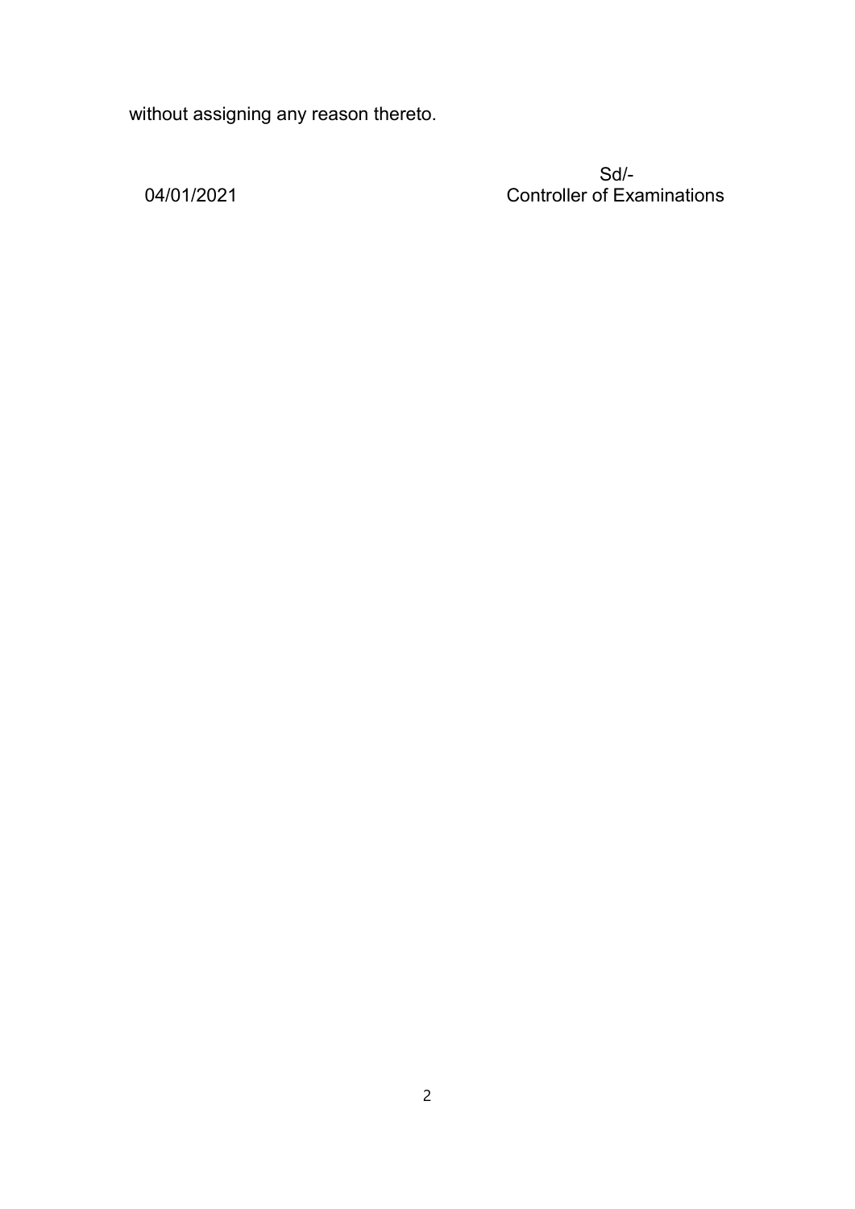without assigning any reason thereto.

04/01/2021

Sd/-
Controller of Examinations